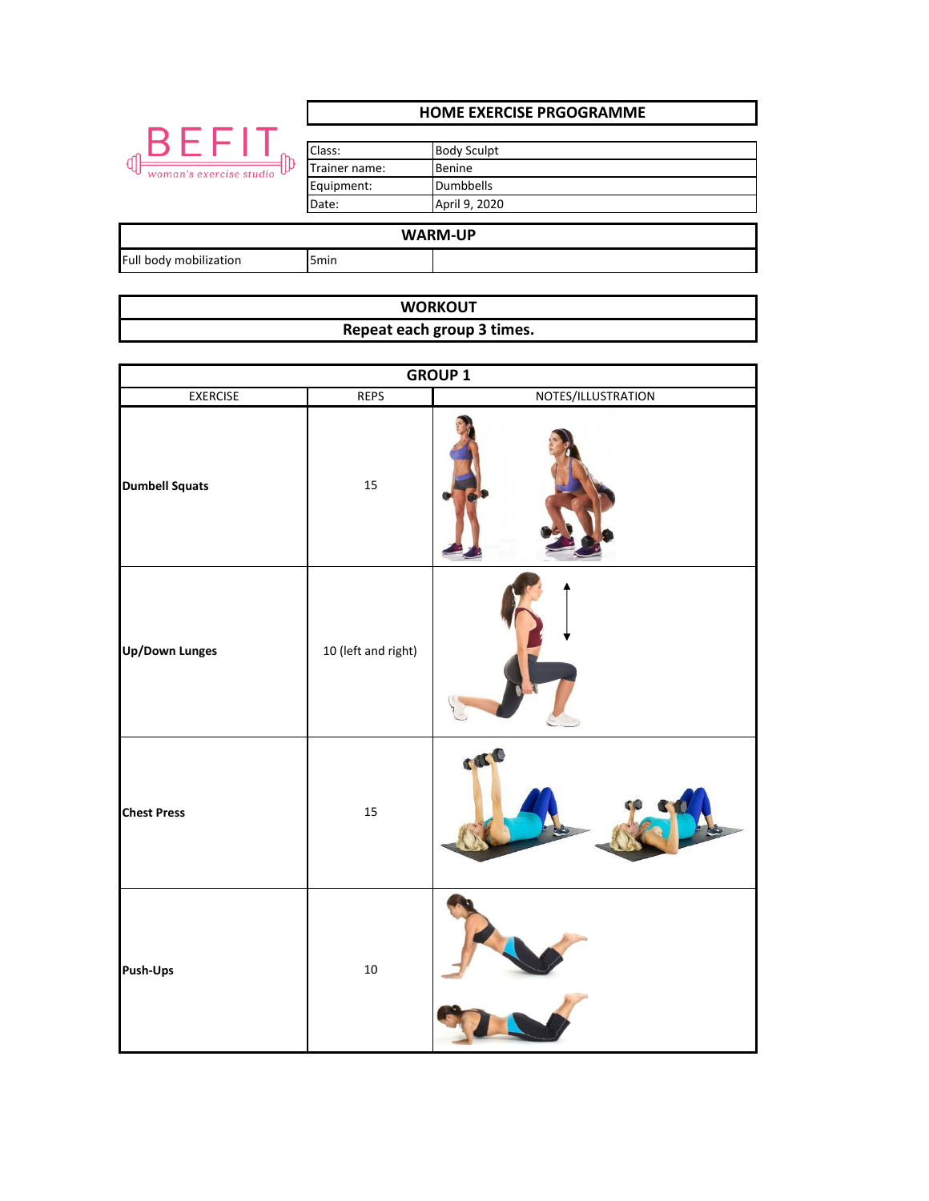BEFIT
woman's exercise studio

## HOME EXERCISE PRGOGRAMME

| Class: | Body Sculpt |
|---|---|
| Trainer name: | Benine |
| Equipment: | Dumbbells |
| Date: | April 9, 2020 |

## WARM-UP

| | | |
|---|---|---|
| Full body mobilization | 5min | |

## WORKOUT

**Repeat each group 3 times.**

### GROUP 1

| EXERCISE | REPS | NOTES/ILLUSTRATION |
|---|---|---|
| **Dumbell Squats** | 15 | |
| **Up/Down Lunges** | 10 (left and right) | |
| **Chest Press** | 15 | |
| **Push-Ups** | 10 | |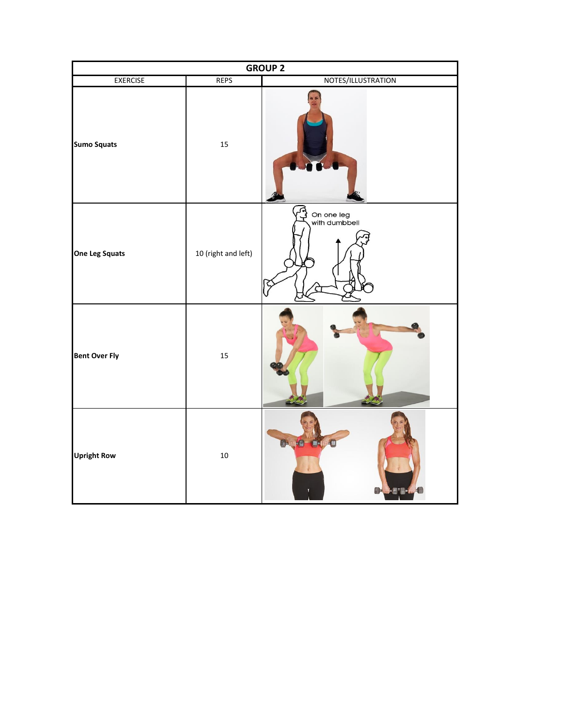| GROUP 2 | | |
|---|---|---|
| EXERCISE | REPS | NOTES/ILLUSTRATION |
| **Sumo Squats** | 15 | |
| **One Leg Squats** | 10 (right and left) | On one leg with dumbbell |
| **Bent Over Fly** | 15 | |
| **Upright Row** | 10 | |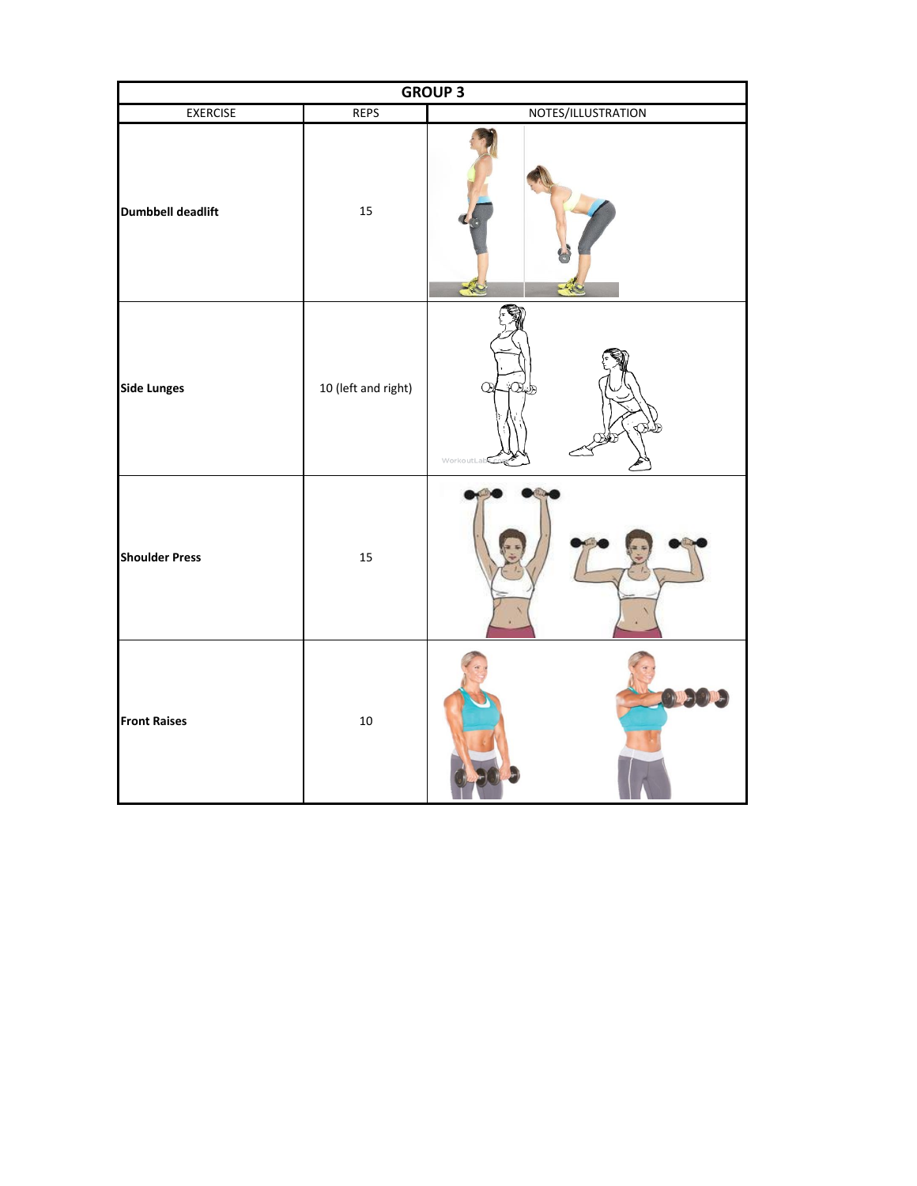| GROUP 3 | | |
|---|---|---|
| EXERCISE | REPS | NOTES/ILLUSTRATION |
| **Dumbbell deadlift** | 15 | |
| **Side Lunges** | 10 (left and right) | |
| **Shoulder Press** | 15 | |
| **Front Raises** | 10 | |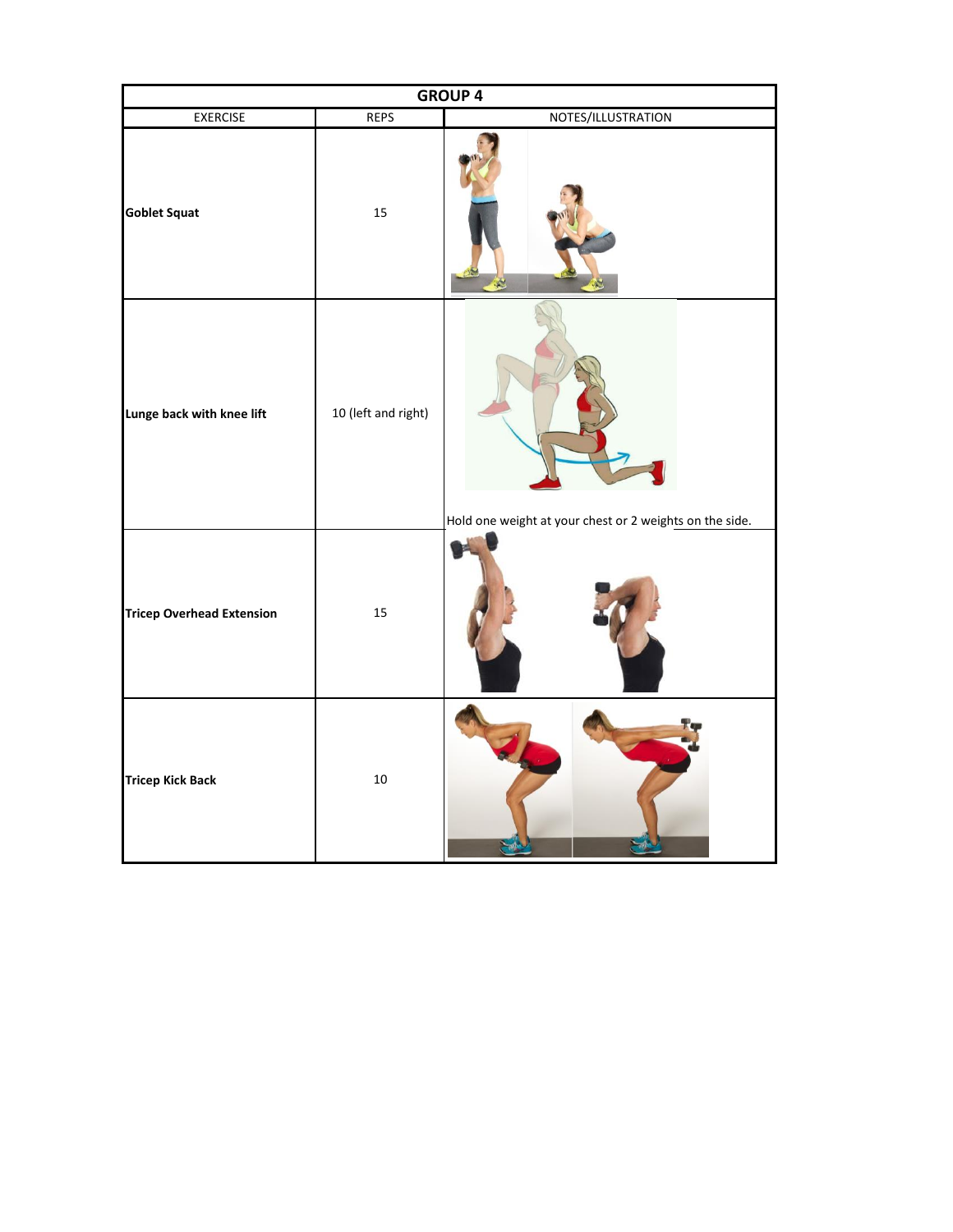| GROUP 4 | | |
|---|---|---|
| EXERCISE | REPS | NOTES/ILLUSTRATION |
| **Goblet Squat** | 15 | |
| **Lunge back with knee lift** | 10 (left and right) | Hold one weight at your chest or 2 weights on the side. |
| **Tricep Overhead Extension** | 15 | |
| **Tricep Kick Back** | 10 | |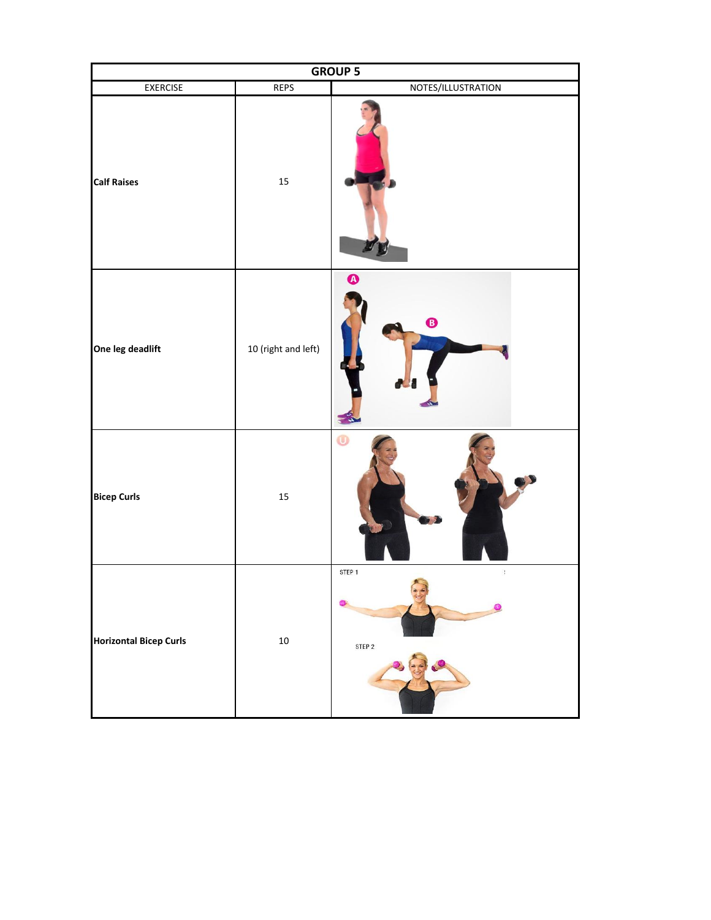| GROUP 5 | | |
| --- | --- | --- |
| EXERCISE | REPS | NOTES/ILLUSTRATION |
| **Calf Raises** | 15 | |
| **One leg deadlift** | 10 (right and left) | A B |
| **Bicep Curls** | 15 | |
| **Horizontal Bicep Curls** | 10 | STEP 1 STEP 2 |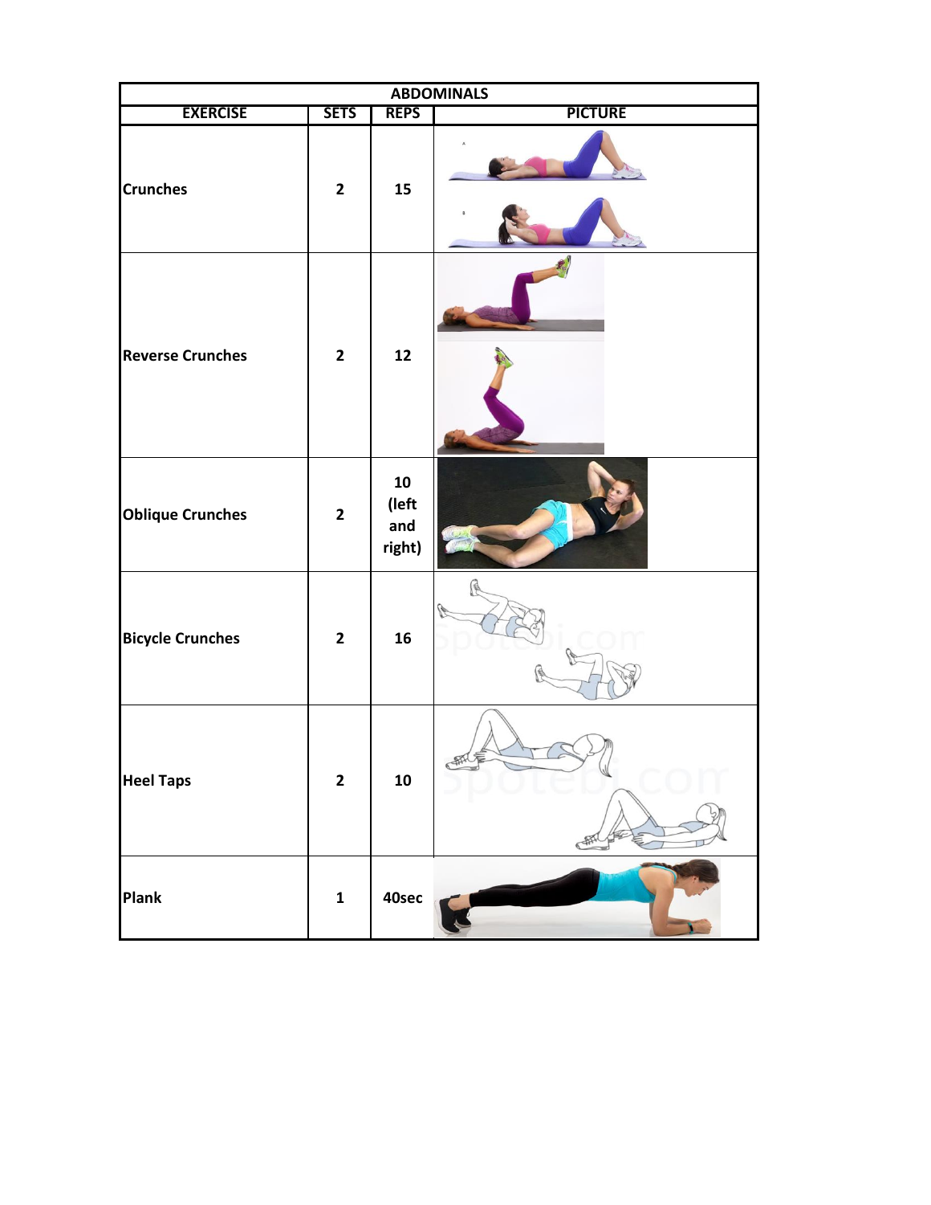| ABDOMINALS | | | |
|---|---|---|---|
| **EXERCISE** | **SETS** | **REPS** | **PICTURE** |
| **Crunches** | **2** | **15** | |
| **Reverse Crunches** | **2** | **12** | |
| **Oblique Crunches** | **2** | **10 (left and right)** | |
| **Bicycle Crunches** | **2** | **16** | |
| **Heel Taps** | **2** | **10** | |
| **Plank** | **1** | **40sec** | |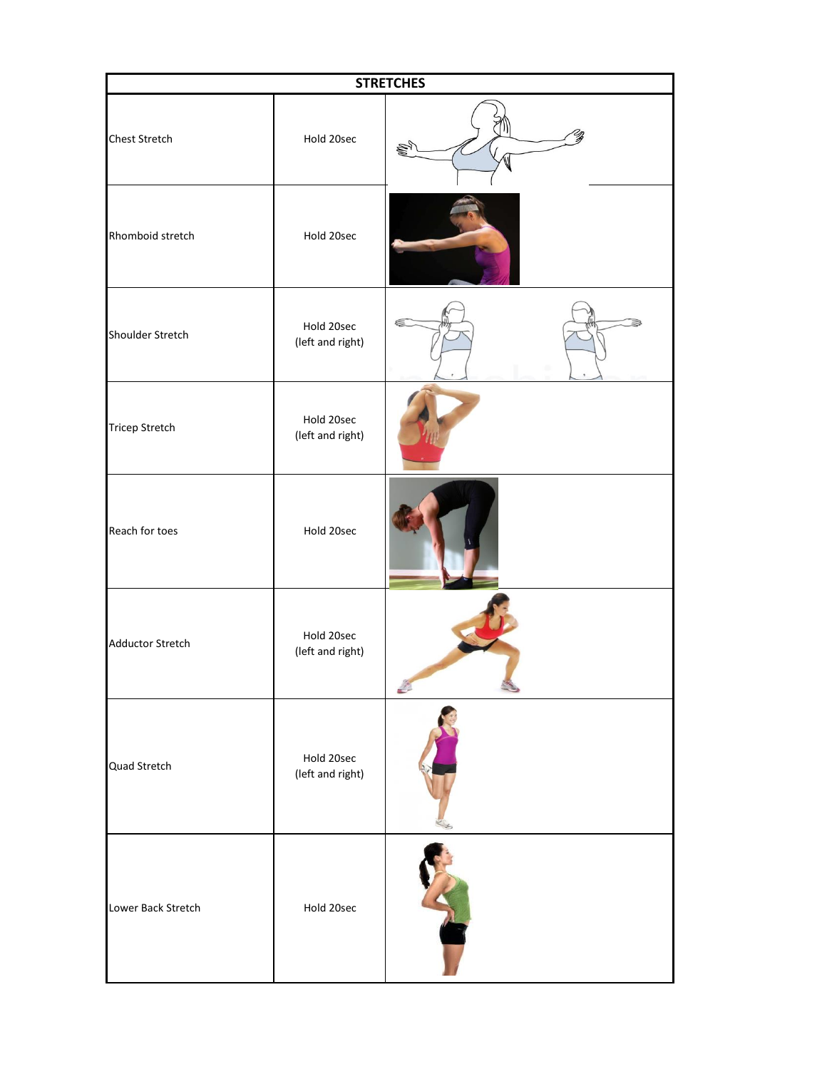| STRETCHES | | |
| --- | --- | --- |
| Chest Stretch | Hold 20sec | |
| Rhomboid stretch | Hold 20sec | |
| Shoulder Stretch | Hold 20sec (left and right) | |
| Tricep Stretch | Hold 20sec (left and right) | |
| Reach for toes | Hold 20sec | |
| Adductor Stretch | Hold 20sec (left and right) | |
| Quad Stretch | Hold 20sec (left and right) | |
| Lower Back Stretch | Hold 20sec | |